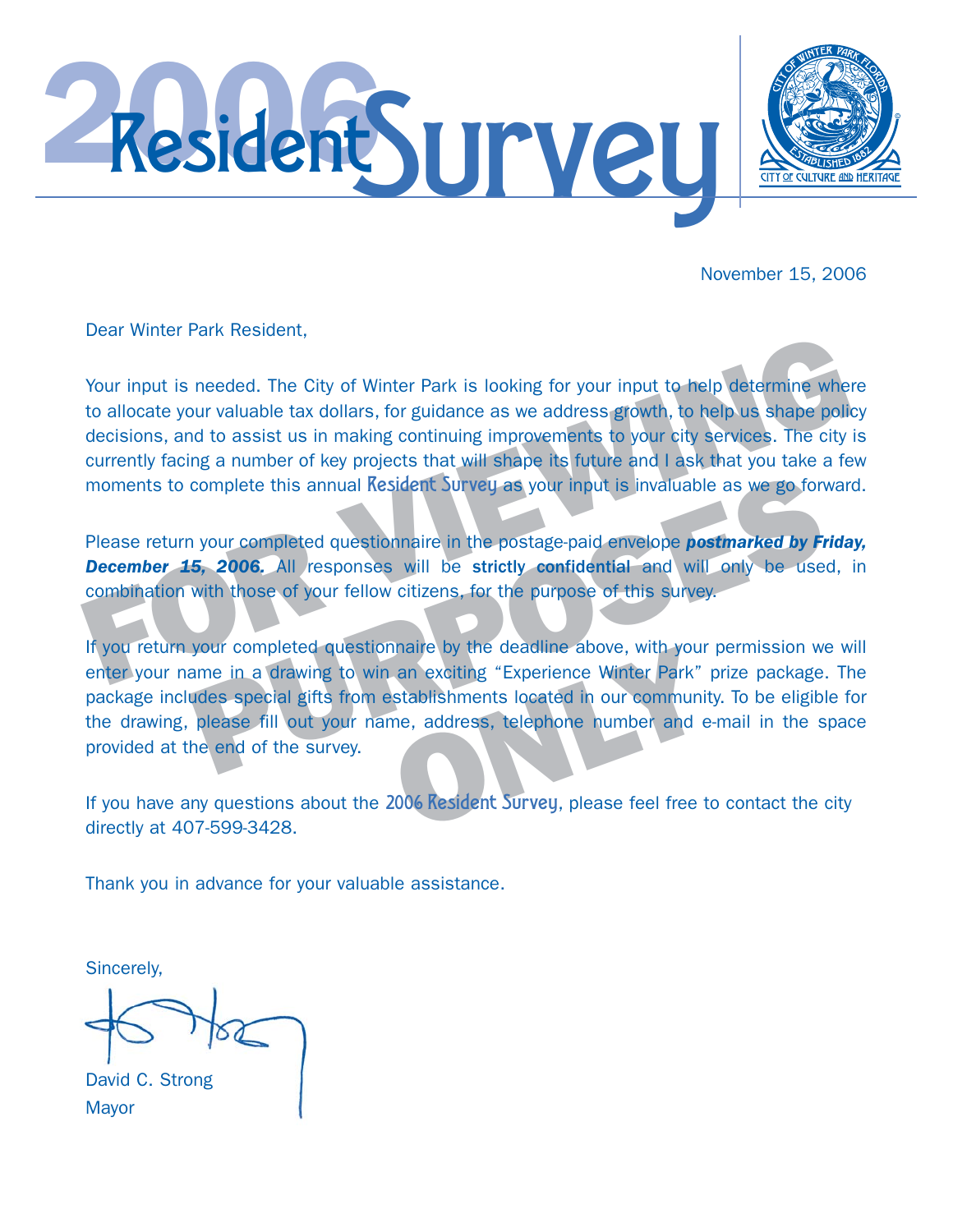# 2006 Resident Survey

CITY OF WINTER PARK, FLORIDA
ESTABLISHED 1882
CITY OF CULTURE AND HERITAGE

November 15, 2006

Dear Winter Park Resident,

Your input is needed. The City of Winter Park is looking for your input to help determine where to allocate your valuable tax dollars, for guidance as we address growth, to help us shape policy decisions, and to assist us in making continuing improvements to your city services. The city is currently facing a number of key projects that will shape its future and I ask that you take a few moments to complete this annual Resident Survey as your input is invaluable as we go forward.

Please return your completed questionnaire in the postage-paid envelope ***postmarked by Friday, December 15, 2006.*** All responses will be **strictly confidential** and will only be used, in combination with those of your fellow citizens, for the purpose of this survey.

If you return your completed questionnaire by the deadline above, with your permission we will enter your name in a drawing to win an exciting "Experience Winter Park" prize package. The package includes special gifts from establishments located in our community. To be eligible for the drawing, please fill out your name, address, telephone number and e-mail in the space provided at the end of the survey.

If you have any questions about the 2006 Resident Survey, please feel free to contact the city directly at 407-599-3428.

Thank you in advance for your valuable assistance.

Sincerely,

David C. Strong
Mayor

FOR VIEWING PURPOSES ONLY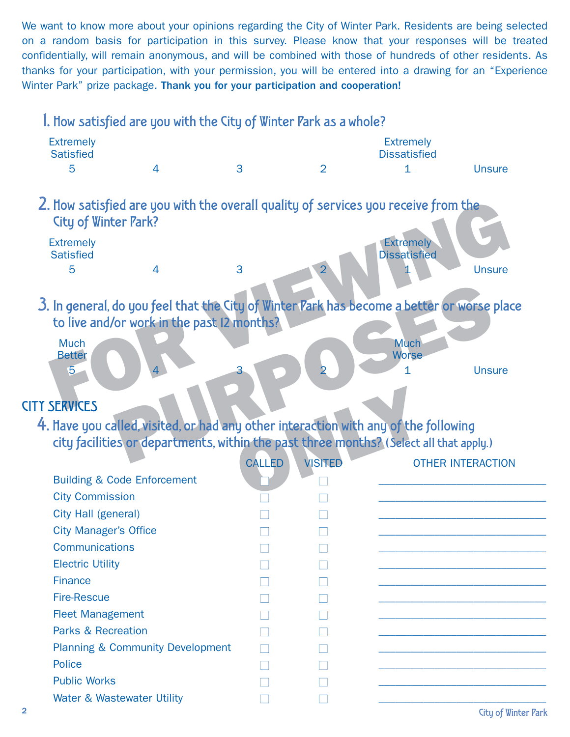We want to know more about your opinions regarding the City of Winter Park. Residents are being selected on a random basis for participation in this survey. Please know that your responses will be treated confidentially, will remain anonymous, and will be combined with those of hundreds of other residents. As thanks for your participation, with your permission, you will be entered into a drawing for an "Experience Winter Park" prize package. **Thank you for your participation and cooperation!**

### 1. How satisfied are you with the City of Winter Park as a whole?

| Extremely Satisfied | | | | Extremely Dissatisfied | |
|---|---|---|---|---|---|
| 5 | 4 | 3 | 2 | 1 | Unsure |

### 2. How satisfied are you with the overall quality of services you receive from the City of Winter Park?

| Extremely Satisfied | | | | Extremely Dissatisfied | |
|---|---|---|---|---|---|
| 5 | 4 | 3 | 2 | 1 | Unsure |

### 3. In general, do you feel that the City of Winter Park has become a better or worse place to live and/or work in the past 12 months?

| Much Better | | | | Much Worse | |
|---|---|---|---|---|---|
| 5 | 4 | 3 | 2 | 1 | Unsure |

FOR VIEWING PURPOSES ONLY

## CITY SERVICES

### 4. Have you called, visited, or had any other interaction with any of the following city facilities or departments, within the past three months? (Select all that apply.)

| | CALLED | VISITED | OTHER INTERACTION |
|---|---|---|---|
| Building & Code Enforcement | ☐ | ☐ | ____________ |
| City Commission | ☐ | ☐ | ____________ |
| City Hall (general) | ☐ | ☐ | ____________ |
| City Manager's Office | ☐ | ☐ | ____________ |
| Communications | ☐ | ☐ | ____________ |
| Electric Utility | ☐ | ☐ | ____________ |
| Finance | ☐ | ☐ | ____________ |
| Fire-Rescue | ☐ | ☐ | ____________ |
| Fleet Management | ☐ | ☐ | ____________ |
| Parks & Recreation | ☐ | ☐ | ____________ |
| Planning & Community Development | ☐ | ☐ | ____________ |
| Police | ☐ | ☐ | ____________ |
| Public Works | ☐ | ☐ | ____________ |
| Water & Wastewater Utility | ☐ | ☐ | ____________ |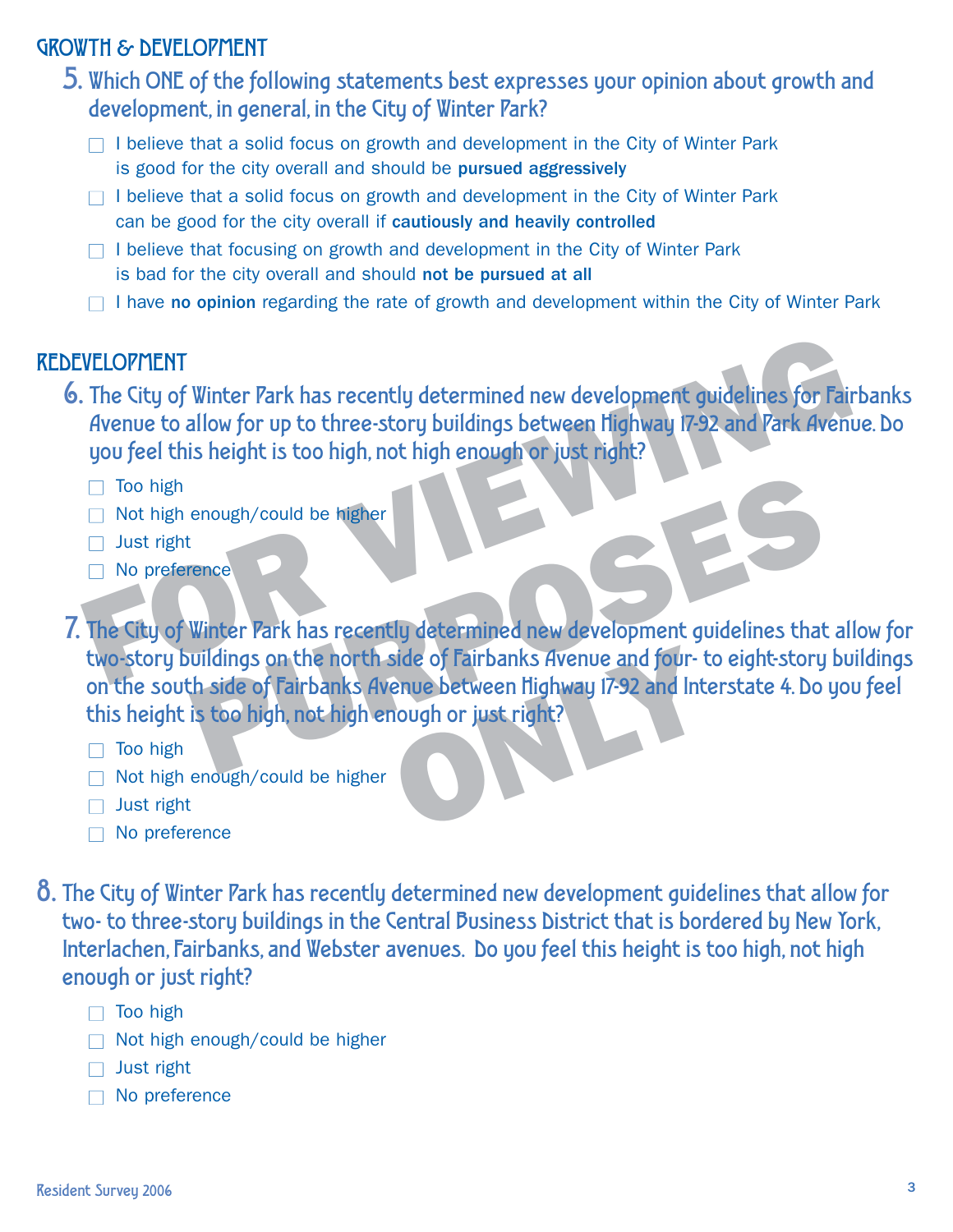## GROWTH & DEVELOPMENT

**5.** Which ONE of the following statements best expresses your opinion about growth and development, in general, in the City of Winter Park?

- ☐ I believe that a solid focus on growth and development in the City of Winter Park is good for the city overall and should be **pursued aggressively**
- ☐ I believe that a solid focus on growth and development in the City of Winter Park can be good for the city overall if **cautiously and heavily controlled**
- ☐ I believe that focusing on growth and development in the City of Winter Park is bad for the city overall and should **not be pursued at all**
- ☐ I have **no opinion** regarding the rate of growth and development within the City of Winter Park

## REDEVELOPMENT

**6.** The City of Winter Park has recently determined new development guidelines for Fairbanks Avenue to allow for up to three-story buildings between Highway 17-92 and Park Avenue. Do you feel this height is too high, not high enough or just right?

- ☐ Too high
- ☐ Not high enough/could be higher
- ☐ Just right
- ☐ No preference

**7.** The City of Winter Park has recently determined new development guidelines that allow for two-story buildings on the north side of Fairbanks Avenue and four- to eight-story buildings on the south side of Fairbanks Avenue between Highway 17-92 and Interstate 4. Do you feel this height is too high, not high enough or just right?

- ☐ Too high
- ☐ Not high enough/could be higher
- ☐ Just right
- ☐ No preference

**8.** The City of Winter Park has recently determined new development guidelines that allow for two- to three-story buildings in the Central Business District that is bordered by New York, Interlachen, Fairbanks, and Webster avenues. Do you feel this height is too high, not high enough or just right?

- ☐ Too high
- ☐ Not high enough/could be higher
- ☐ Just right
- ☐ No preference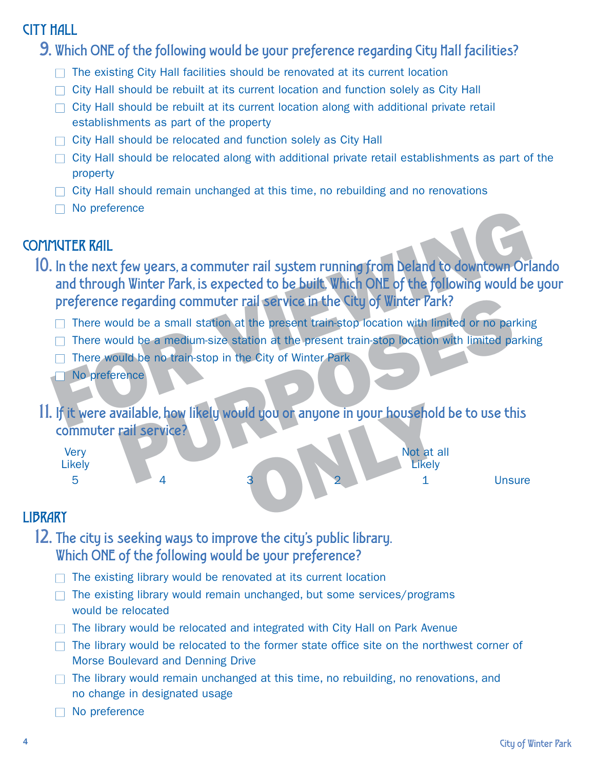## CITY HALL

### 9. Which ONE of the following would be your preference regarding City Hall facilities?

- ☐ The existing City Hall facilities should be renovated at its current location
- ☐ City Hall should be rebuilt at its current location and function solely as City Hall
- ☐ City Hall should be rebuilt at its current location along with additional private retail establishments as part of the property
- ☐ City Hall should be relocated and function solely as City Hall
- ☐ City Hall should be relocated along with additional private retail establishments as part of the property
- ☐ City Hall should remain unchanged at this time, no rebuilding and no renovations
- ☐ No preference

## COMMUTER RAIL

### 10. In the next few years, a commuter rail system running from Deland to downtown Orlando and through Winter Park, is expected to be built. Which ONE of the following would be your preference regarding commuter rail service in the City of Winter Park?

- ☐ There would be a small station at the present train-stop location with limited or no parking
- ☐ There would be a medium-size station at the present train-stop location with limited parking
- ☐ There would be no train-stop in the City of Winter Park
- ☐ No preference

### 11. If it were available, how likely would you or anyone in your household be to use this commuter rail service?

| Very Likely | | | | Not at all Likely | |
|---|---|---|---|---|---|
| 5 | 4 | 3 | 2 | 1 | Unsure |

## LIBRARY

### 12. The city is seeking ways to improve the city's public library. Which ONE of the following would be your preference?

- ☐ The existing library would be renovated at its current location
- ☐ The existing library would remain unchanged, but some services/programs would be relocated
- ☐ The library would be relocated and integrated with City Hall on Park Avenue
- ☐ The library would be relocated to the former state office site on the northwest corner of Morse Boulevard and Denning Drive
- ☐ The library would remain unchanged at this time, no rebuilding, no renovations, and no change in designated usage
- ☐ No preference

FOR VIEWING PURPOSES ONLY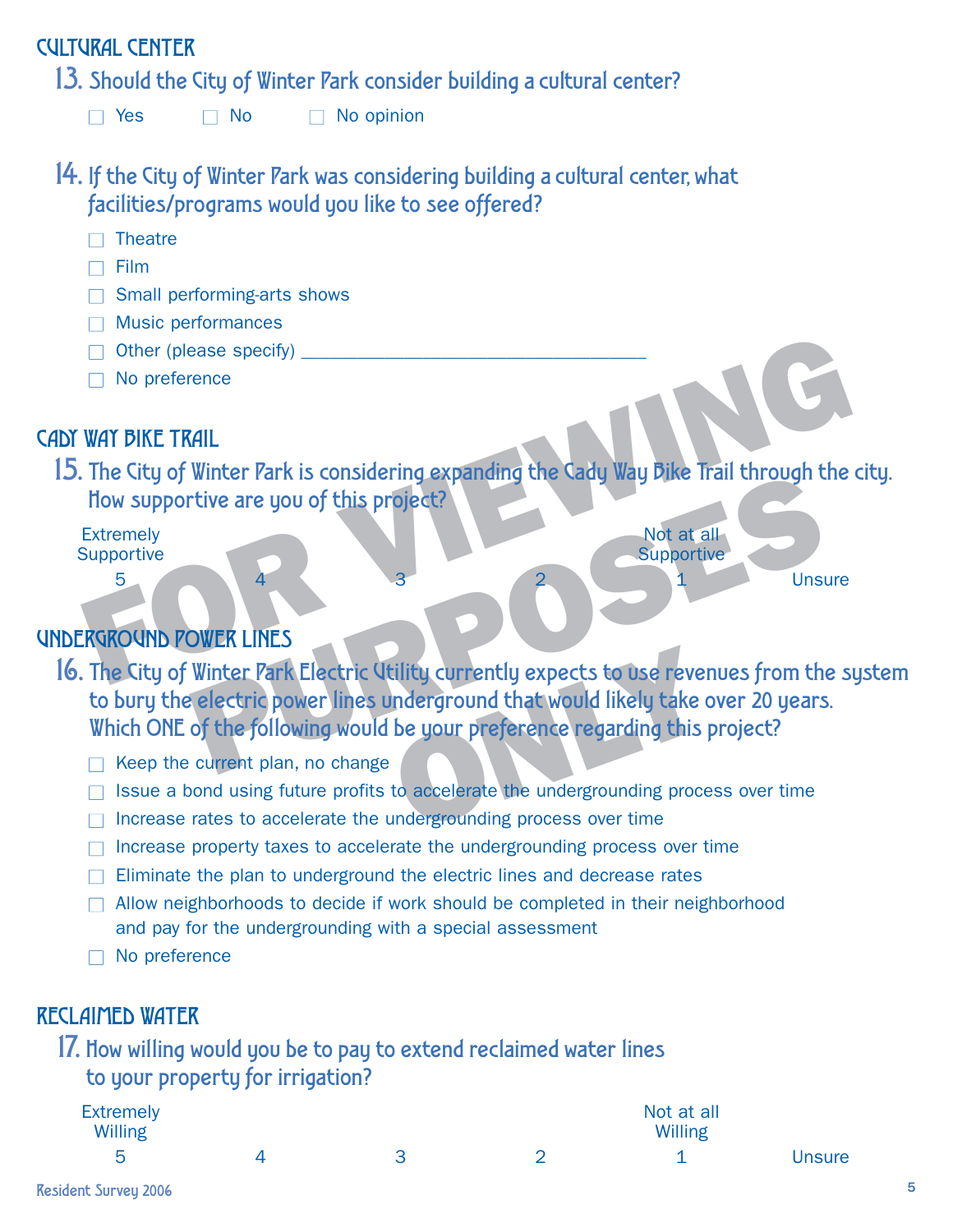## CULTURAL CENTER

### 13. Should the City of Winter Park consider building a cultural center?

- ☐ Yes
- ☐ No
- ☐ No opinion

### 14. If the City of Winter Park was considering building a cultural center, what facilities/programs would you like to see offered?

- ☐ Theatre
- ☐ Film
- ☐ Small performing-arts shows
- ☐ Music performances
- ☐ Other (please specify) ___________________________________
- ☐ No preference

## CADY WAY BIKE TRAIL

### 15. The City of Winter Park is considering expanding the Cady Way Bike Trail through the city. How supportive are you of this project?

| Extremely Supportive | | | | Not at all Supportive | |
|---|---|---|---|---|---|
| 5 | 4 | 3 | 2 | 1 | Unsure |

## UNDERGROUND POWER LINES

### 16. The City of Winter Park Electric Utility currently expects to use revenues from the system to bury the electric power lines underground that would likely take over 20 years. Which ONE of the following would be your preference regarding this project?

- ☐ Keep the current plan, no change
- ☐ Issue a bond using future profits to accelerate the undergrounding process over time
- ☐ Increase rates to accelerate the undergrounding process over time
- ☐ Increase property taxes to accelerate the undergrounding process over time
- ☐ Eliminate the plan to underground the electric lines and decrease rates
- ☐ Allow neighborhoods to decide if work should be completed in their neighborhood and pay for the undergrounding with a special assessment
- ☐ No preference

## RECLAIMED WATER

### 17. How willing would you be to pay to extend reclaimed water lines to your property for irrigation?

| Extremely Willing | | | | Not at all Willing | |
|---|---|---|---|---|---|
| 5 | 4 | 3 | 2 | 1 | Unsure |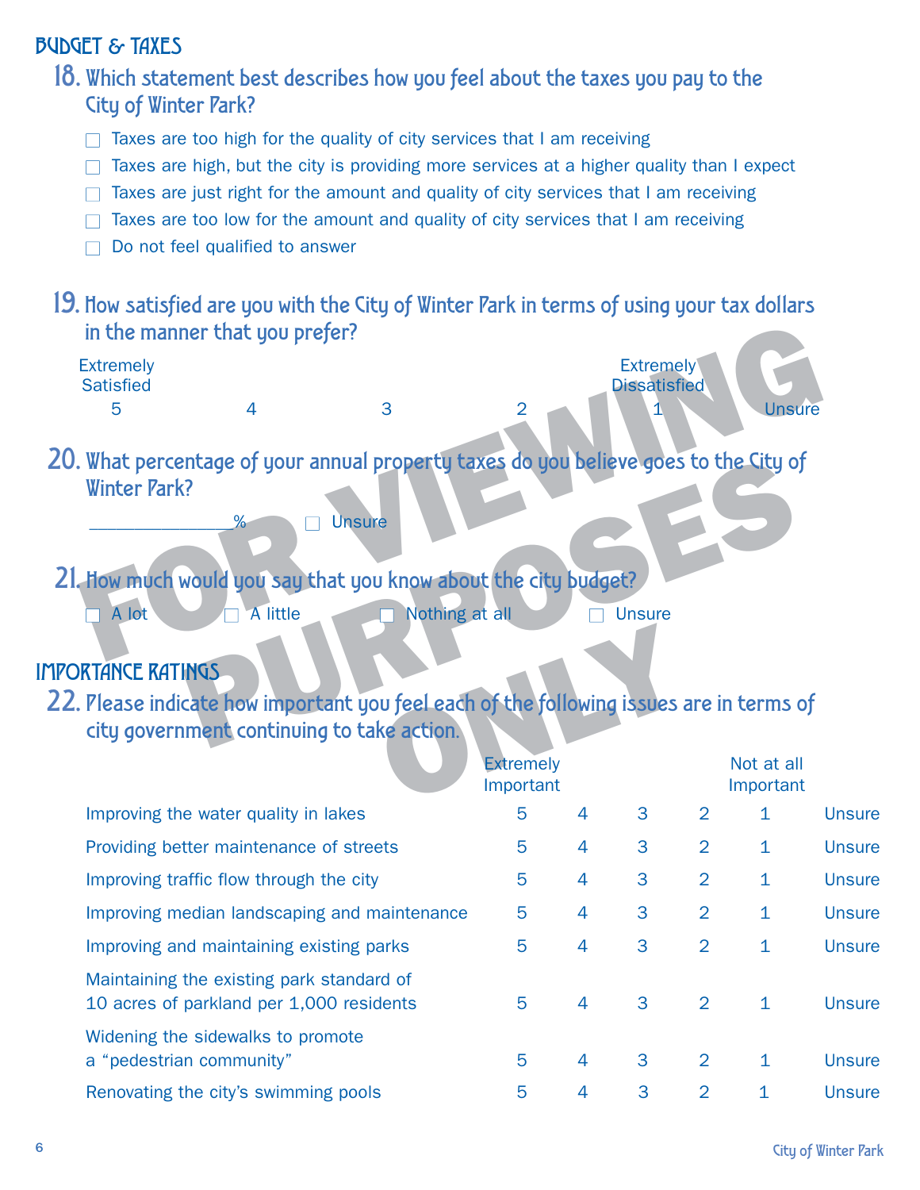## BUDGET & TAXES

**18. Which statement best describes how you feel about the taxes you pay to the City of Winter Park?**

- ☐ Taxes are too high for the quality of city services that I am receiving
- ☐ Taxes are high, but the city is providing more services at a higher quality than I expect
- ☐ Taxes are just right for the amount and quality of city services that I am receiving
- ☐ Taxes are too low for the amount and quality of city services that I am receiving
- ☐ Do not feel qualified to answer

**19. How satisfied are you with the City of Winter Park in terms of using your tax dollars in the manner that you prefer?**

| Extremely Satisfied | | | | Extremely Dissatisfied | |
|---|---|---|---|---|---|
| 5 | 4 | 3 | 2 | 1 | Unsure |

**20. What percentage of your annual property taxes do you believe goes to the City of Winter Park?**

_______________% ☐ Unsure

**21. How much would you say that you know about the city budget?**

☐ A lot ☐ A little ☐ Nothing at all ☐ Unsure

## IMPORTANCE RATINGS

**22. Please indicate how important you feel each of the following issues are in terms of city government continuing to take action.**

| | Extremely Important | | | | Not at all Important | |
|---|---|---|---|---|---|---|
| Improving the water quality in lakes | 5 | 4 | 3 | 2 | 1 | Unsure |
| Providing better maintenance of streets | 5 | 4 | 3 | 2 | 1 | Unsure |
| Improving traffic flow through the city | 5 | 4 | 3 | 2 | 1 | Unsure |
| Improving median landscaping and maintenance | 5 | 4 | 3 | 2 | 1 | Unsure |
| Improving and maintaining existing parks | 5 | 4 | 3 | 2 | 1 | Unsure |
| Maintaining the existing park standard of 10 acres of parkland per 1,000 residents | 5 | 4 | 3 | 2 | 1 | Unsure |
| Widening the sidewalks to promote a "pedestrian community" | 5 | 4 | 3 | 2 | 1 | Unsure |
| Renovating the city's swimming pools | 5 | 4 | 3 | 2 | 1 | Unsure |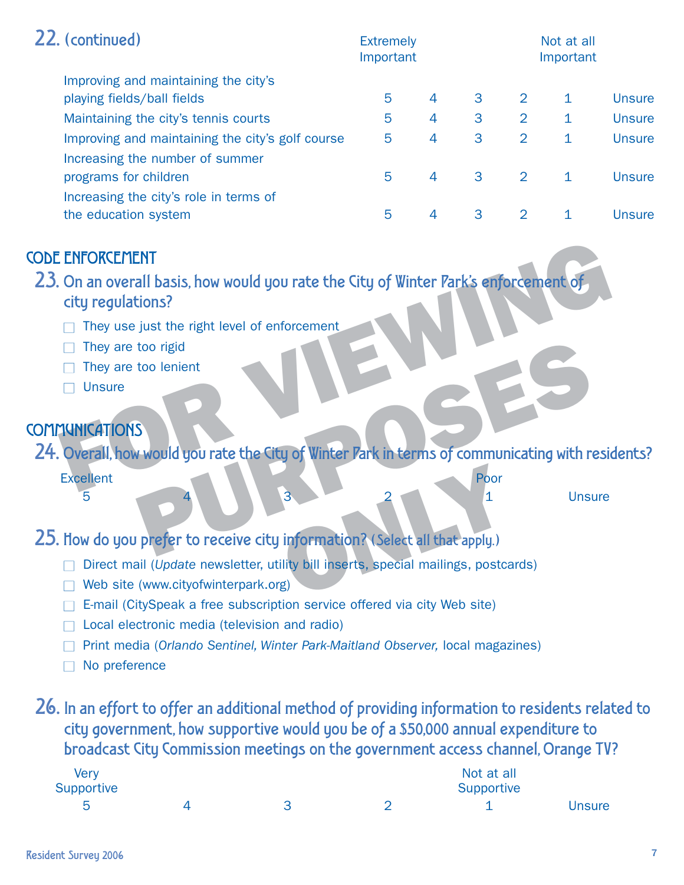**22. (continued)**

| | Extremely Important | | | | Not at all Important | |
|---|---|---|---|---|---|---|
| Improving and maintaining the city's playing fields/ball fields | 5 | 4 | 3 | 2 | 1 | Unsure |
| Maintaining the city's tennis courts | 5 | 4 | 3 | 2 | 1 | Unsure |
| Improving and maintaining the city's golf course | 5 | 4 | 3 | 2 | 1 | Unsure |
| Increasing the number of summer programs for children | 5 | 4 | 3 | 2 | 1 | Unsure |
| Increasing the city's role in terms of the education system | 5 | 4 | 3 | 2 | 1 | Unsure |

## CODE ENFORCEMENT

**23. On an overall basis, how would you rate the City of Winter Park's enforcement of city regulations?**

- ☐ They use just the right level of enforcement
- ☐ They are too rigid
- ☐ They are too lenient
- ☐ Unsure

## COMMUNICATIONS

**24. Overall, how would you rate the City of Winter Park in terms of communicating with residents?**

| Excellent | | | | Poor | |
|---|---|---|---|---|---|
| 5 | 4 | 3 | 2 | 1 | Unsure |

**25. How do you prefer to receive city information? (Select all that apply.)**

- ☐ Direct mail (*Update* newsletter, utility bill inserts, special mailings, postcards)
- ☐ Web site (www.cityofwinterpark.org)
- ☐ E-mail (CitySpeak a free subscription service offered via city Web site)
- ☐ Local electronic media (television and radio)
- ☐ Print media (*Orlando Sentinel, Winter Park-Maitland Observer,* local magazines)
- ☐ No preference

**26. In an effort to offer an additional method of providing information to residents related to city government, how supportive would you be of a $50,000 annual expenditure to broadcast City Commission meetings on the government access channel, Orange TV?**

| Very Supportive | | | | Not at all Supportive | |
|---|---|---|---|---|---|
| 5 | 4 | 3 | 2 | 1 | Unsure |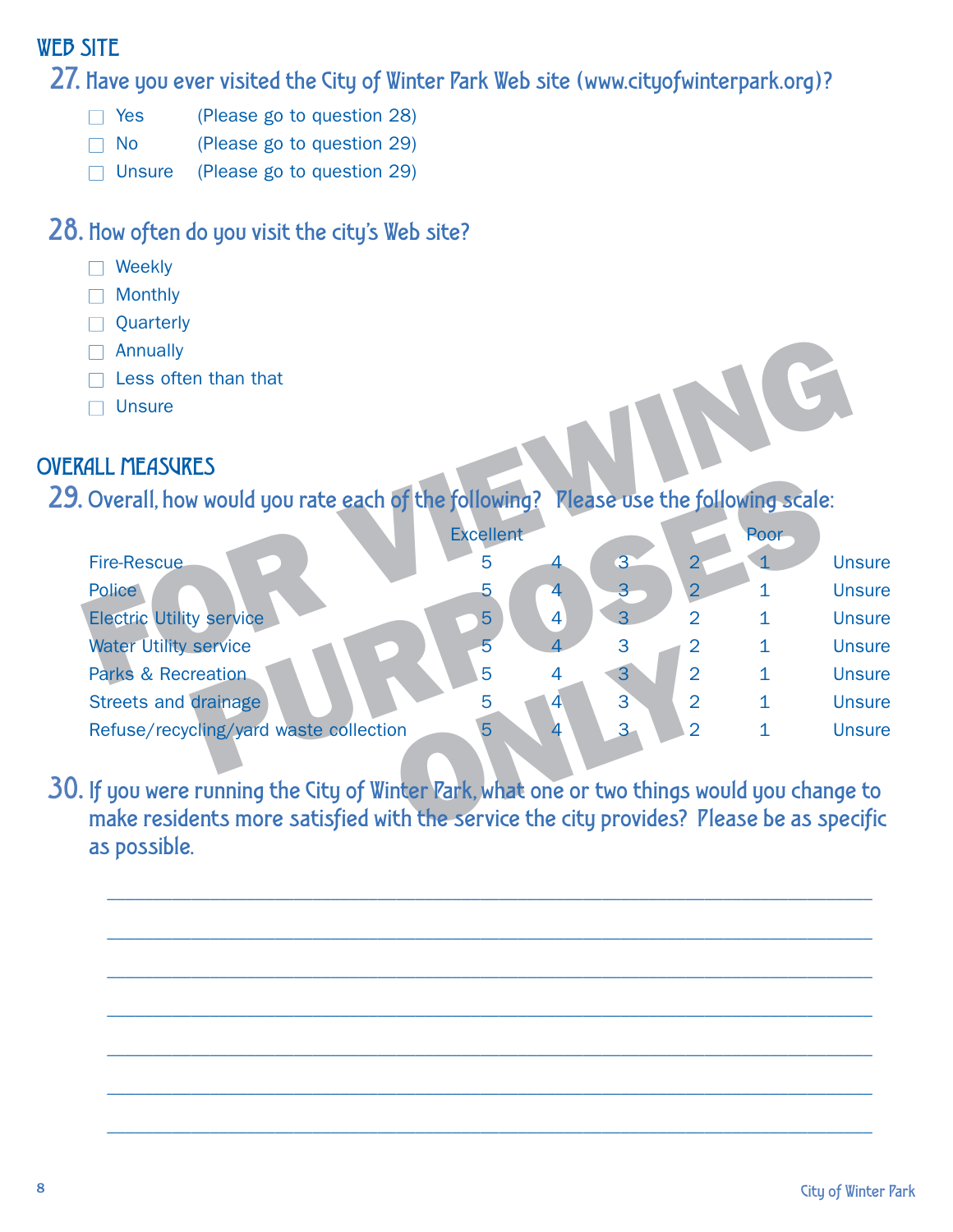## WEB SITE

### 27. Have you ever visited the City of Winter Park Web site (www.cityofwinterpark.org)?

- ☐ Yes (Please go to question 28)
- ☐ No (Please go to question 29)
- ☐ Unsure (Please go to question 29)

### 28. How often do you visit the city's Web site?

- ☐ Weekly
- ☐ Monthly
- ☐ Quarterly
- ☐ Annually
- ☐ Less often than that
- ☐ Unsure

## OVERALL MEASURES

### 29. Overall, how would you rate each of the following? Please use the following scale:

| | Excellent | | | | Poor | |
|---|---|---|---|---|---|---|
| Fire-Rescue | 5 | 4 | 3 | 2 | 1 | Unsure |
| Police | 5 | 4 | 3 | 2 | 1 | Unsure |
| Electric Utility service | 5 | 4 | 3 | 2 | 1 | Unsure |
| Water Utility service | 5 | 4 | 3 | 2 | 1 | Unsure |
| Parks & Recreation | 5 | 4 | 3 | 2 | 1 | Unsure |
| Streets and drainage | 5 | 4 | 3 | 2 | 1 | Unsure |
| Refuse/recycling/yard waste collection | 5 | 4 | 3 | 2 | 1 | Unsure |

### 30. If you were running the City of Winter Park, what one or two things would you change to make residents more satisfied with the service the city provides? Please be as specific as possible.

_______________________________________________________________________________

_______________________________________________________________________________

_______________________________________________________________________________

_______________________________________________________________________________

_______________________________________________________________________________

_______________________________________________________________________________

_______________________________________________________________________________

FOR VIEWING PURPOSES ONLY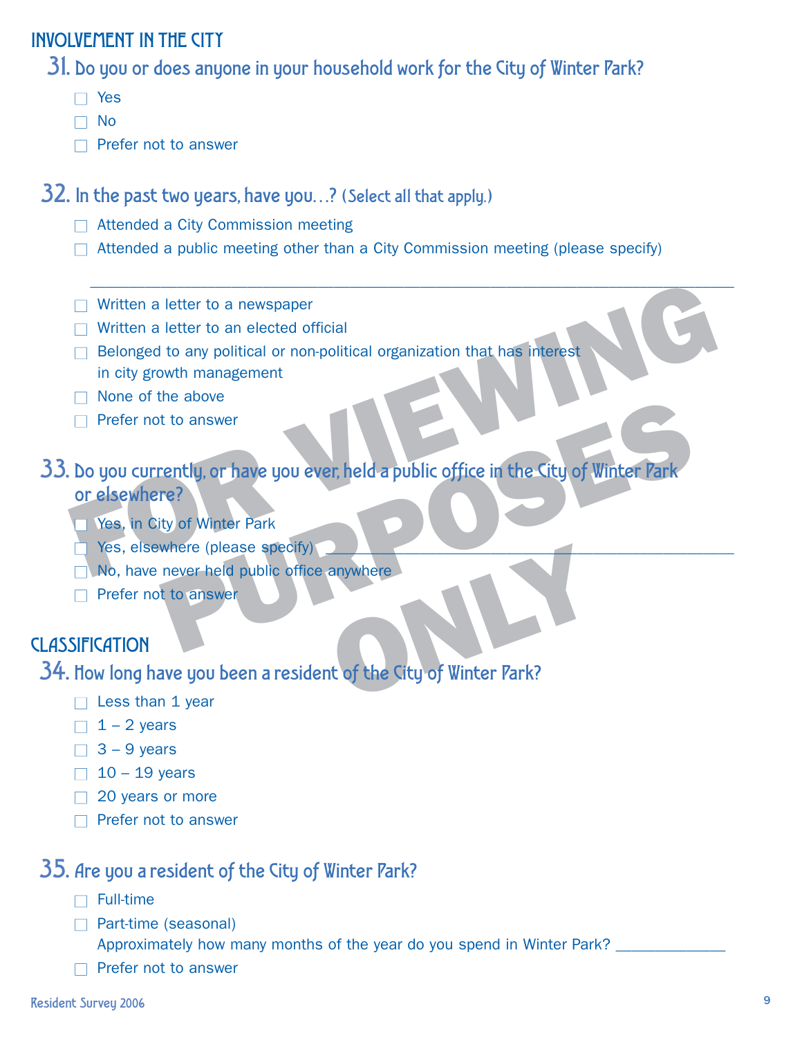## INVOLVEMENT IN THE CITY

### 31. Do you or does anyone in your household work for the City of Winter Park?

- ☐ Yes
- ☐ No
- ☐ Prefer not to answer

### 32. In the past two years, have you…? (Select all that apply.)

- ☐ Attended a City Commission meeting
- ☐ Attended a public meeting other than a City Commission meeting (please specify)

  ______________________________________________________________________________

- ☐ Written a letter to a newspaper
- ☐ Written a letter to an elected official
- ☐ Belonged to any political or non-political organization that has interest in city growth management
- ☐ None of the above
- ☐ Prefer not to answer

### 33. Do you currently, or have you ever, held a public office in the City of Winter Park or elsewhere?

- ☐ Yes, in City of Winter Park
- ☐ Yes, elsewhere (please specify) ________________________________________
- ☐ No, have never held public office anywhere
- ☐ Prefer not to answer

## CLASSIFICATION

### 34. How long have you been a resident of the City of Winter Park?

- ☐ Less than 1 year
- ☐ 1 – 2 years
- ☐ 3 – 9 years
- ☐ 10 – 19 years
- ☐ 20 years or more
- ☐ Prefer not to answer

### 35. Are you a resident of the City of Winter Park?

- ☐ Full-time
- ☐ Part-time (seasonal)

  Approximately how many months of the year do you spend in Winter Park? ____________

- ☐ Prefer not to answer

FOR VIEWING PURPOSES ONLY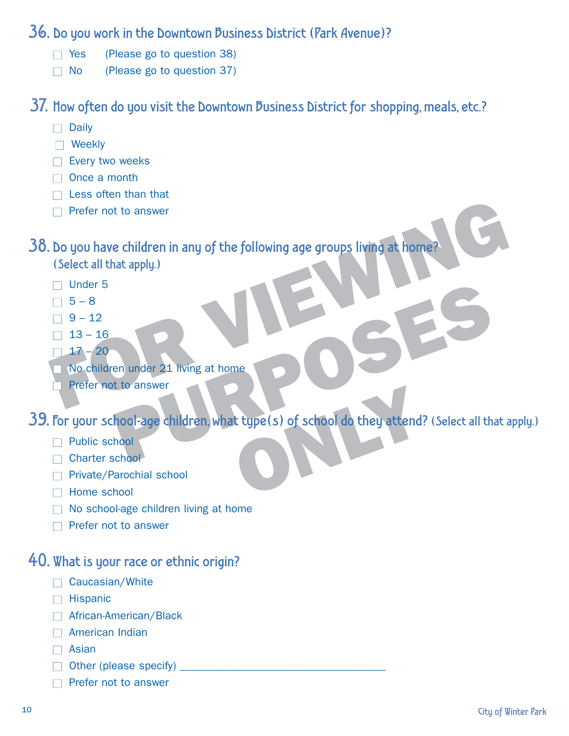## 36. Do you work in the Downtown Business District (Park Avenue)?

- ☐ Yes (Please go to question 38)
- ☐ No (Please go to question 37)

## 37. How often do you visit the Downtown Business District for shopping, meals, etc.?

- ☐ Daily
- ☐ Weekly
- ☐ Every two weeks
- ☐ Once a month
- ☐ Less often than that
- ☐ Prefer not to answer

## 38. Do you have children in any of the following age groups living at home? (Select all that apply.)

- ☐ Under 5
- ☐ 5 – 8
- ☐ 9 – 12
- ☐ 13 – 16
- ☐ 17 – 20
- ☐ No children under 21 living at home
- ☐ Prefer not to answer

## 39. For your school-age children, what type(s) of school do they attend? (Select all that apply.)

- ☐ Public school
- ☐ Charter school
- ☐ Private/Parochial school
- ☐ Home school
- ☐ No school-age children living at home
- ☐ Prefer not to answer

## 40. What is your race or ethnic origin?

- ☐ Caucasian/White
- ☐ Hispanic
- ☐ African-American/Black
- ☐ American Indian
- ☐ Asian
- ☐ Other (please specify) ___________________________________
- ☐ Prefer not to answer

FOR VIEWING PURPOSES ONLY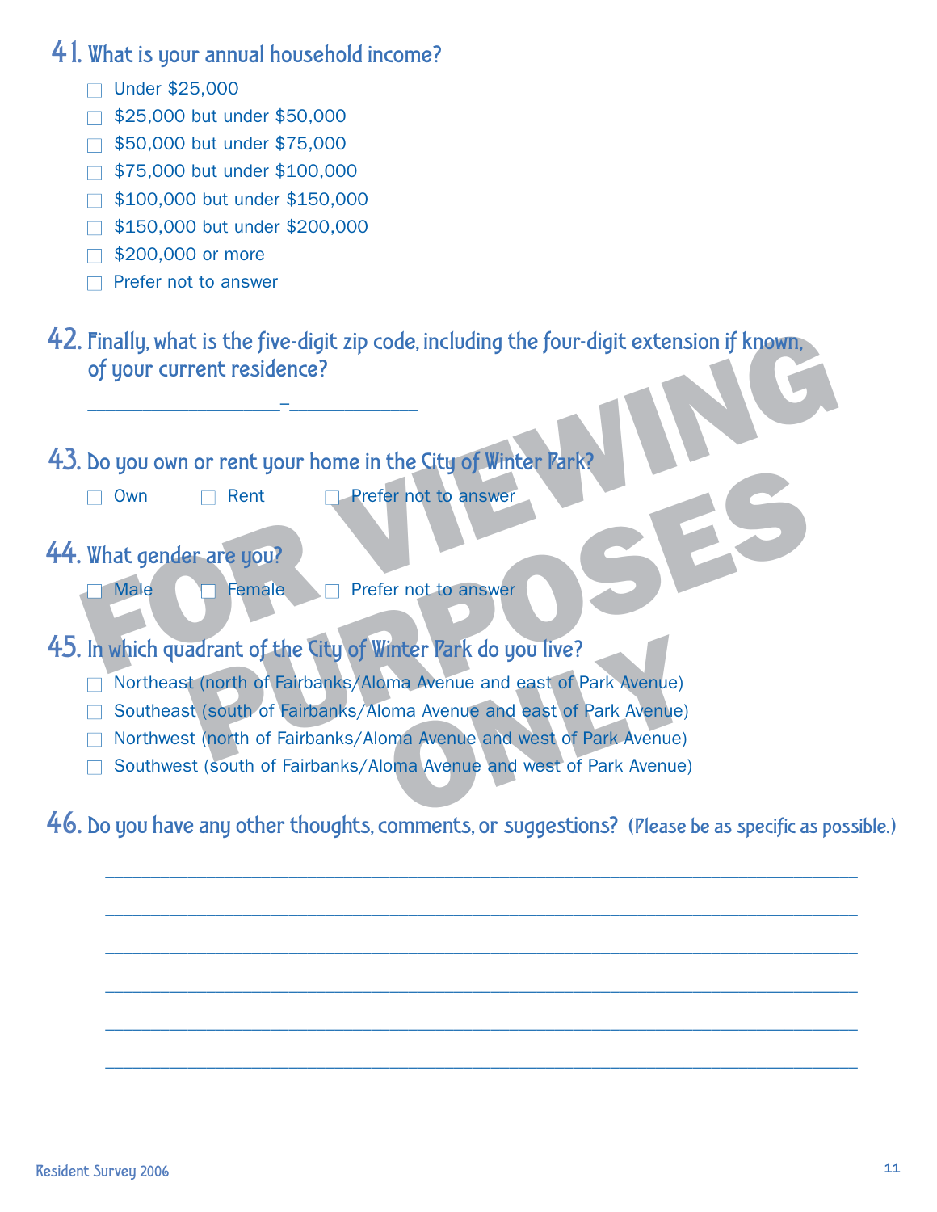## 41. What is your annual household income?

- ☐ Under $25,000
- ☐ $25,000 but under $50,000
- ☐ $50,000 but under $75,000
- ☐ $75,000 but under $100,000
- ☐ $100,000 but under $150,000
- ☐ $150,000 but under $200,000
- ☐ $200,000 or more
- ☐ Prefer not to answer

## 42. Finally, what is the five-digit zip code, including the four-digit extension if known, of your current residence?

___________________–_____________

## 43. Do you own or rent your home in the City of Winter Park?

☐ Own ☐ Rent ☐ Prefer not to answer

## 44. What gender are you?

☐ Male ☐ Female ☐ Prefer not to answer

## 45. In which quadrant of the City of Winter Park do you live?

- ☐ Northeast (north of Fairbanks/Aloma Avenue and east of Park Avenue)
- ☐ Southeast (south of Fairbanks/Aloma Avenue and east of Park Avenue)
- ☐ Northwest (north of Fairbanks/Aloma Avenue and west of Park Avenue)
- ☐ Southwest (south of Fairbanks/Aloma Avenue and west of Park Avenue)

## 46. Do you have any other thoughts, comments, or suggestions? (Please be as specific as possible.)

______________________________________________________________________

______________________________________________________________________

______________________________________________________________________

______________________________________________________________________

______________________________________________________________________

______________________________________________________________________

FOR VIEWING PURPOSES ONLY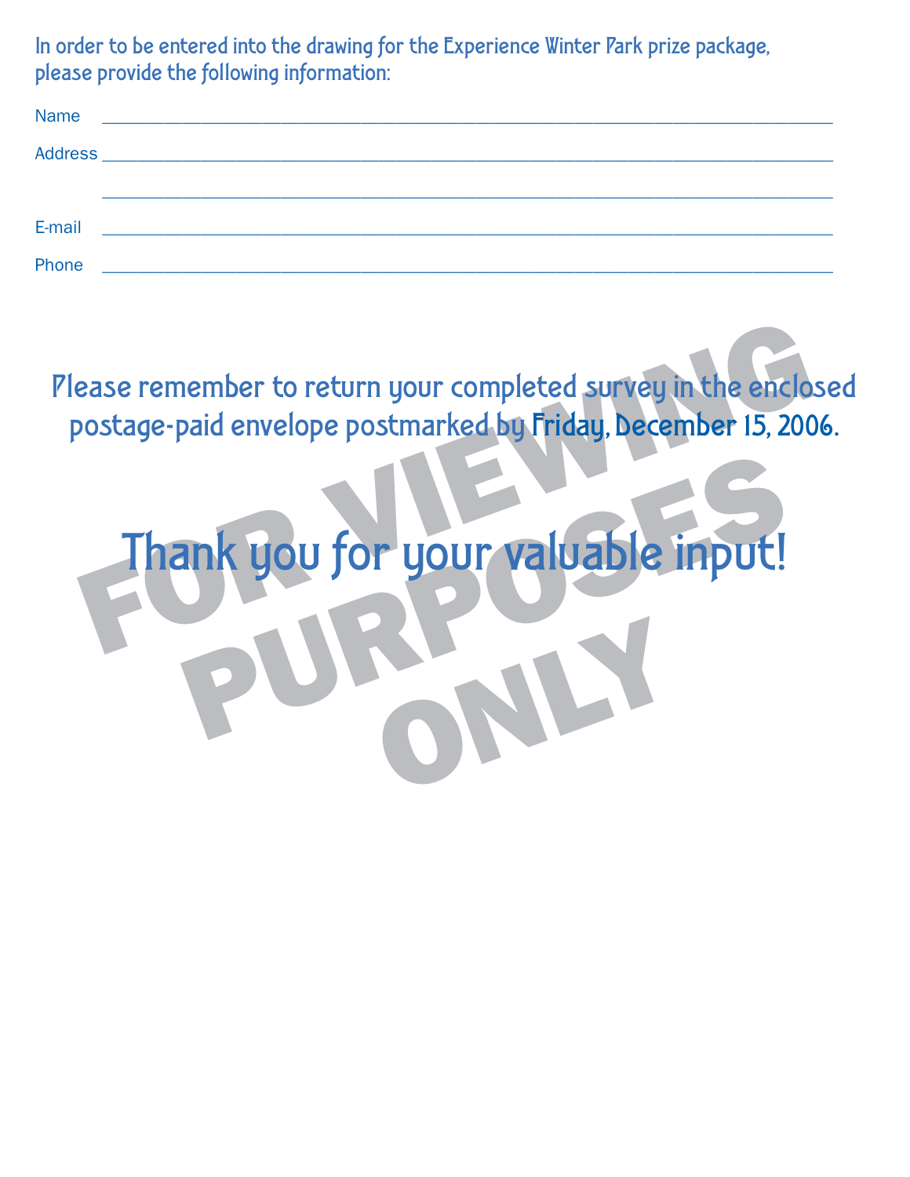In order to be entered into the drawing for the Experience Winter Park prize package, please provide the following information:

Name ____________________________________________________________

Address ____________________________________________________________

____________________________________________________________

E-mail ____________________________________________________________

Phone ____________________________________________________________

Please remember to return your completed survey in the enclosed postage-paid envelope postmarked by **Friday, December 15, 2006.**

## Thank you for your valuable input!

FOR VIEWING PURPOSES ONLY